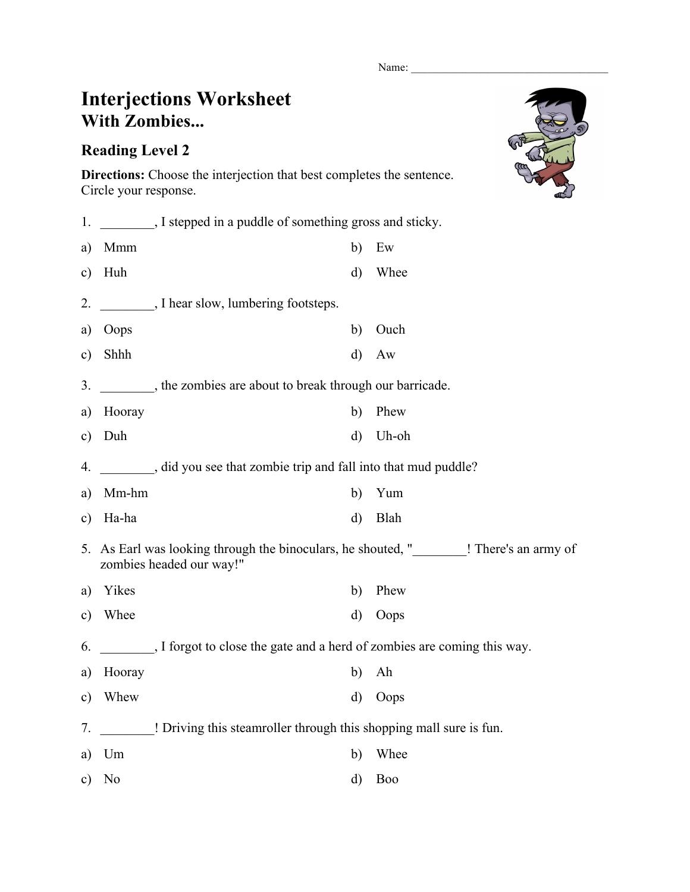Name: ___________________________________

# Interjections Worksheet
## With Zombies...

### Reading Level 2

**Directions:** Choose the interjection that best completes the sentence. Circle your response.

1. ________, I stepped in a puddle of something gross and sticky.

a) Mmm  
b) Ew  
c) Huh  
d) Whee

2. ________, I hear slow, lumbering footsteps.

a) Oops  
b) Ouch  
c) Shhh  
d) Aw

3. ________, the zombies are about to break through our barricade.

a) Hooray  
b) Phew  
c) Duh  
d) Uh-oh

4. ________, did you see that zombie trip and fall into that mud puddle?

a) Mm-hm  
b) Yum  
c) Ha-ha  
d) Blah

5. As Earl was looking through the binoculars, he shouted, "________! There's an army of zombies headed our way!"

a) Yikes  
b) Phew  
c) Whee  
d) Oops

6. ________, I forgot to close the gate and a herd of zombies are coming this way.

a) Hooray  
b) Ah  
c) Whew  
d) Oops

7. ________! Driving this steamroller through this shopping mall sure is fun.

a) Um  
b) Whee  
c) No  
d) Boo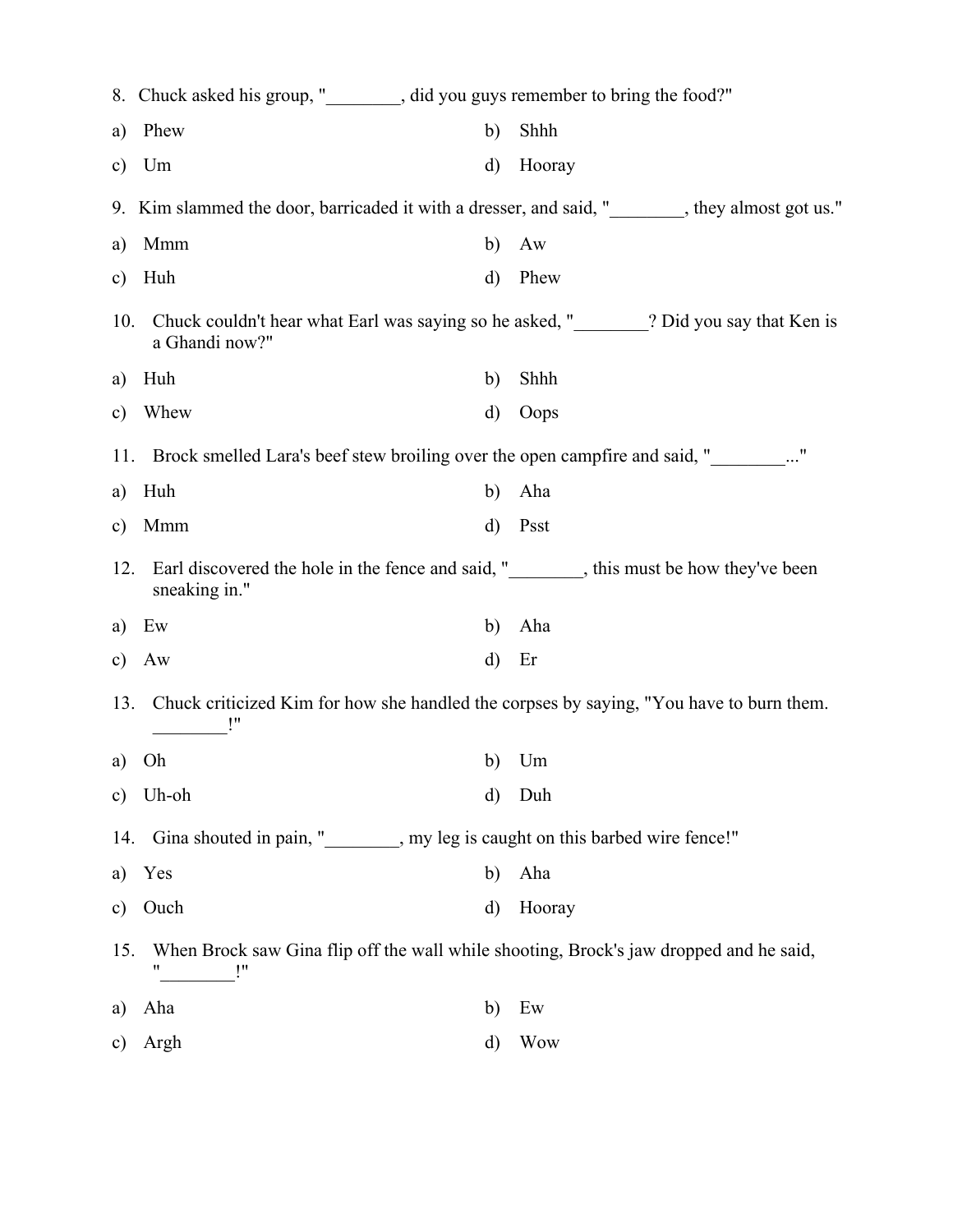8. Chuck asked his group, "________, did you guys remember to bring the food?"

a) Phew
b) Shhh
c) Um
d) Hooray

9. Kim slammed the door, barricaded it with a dresser, and said, "________, they almost got us."

a) Mmm
b) Aw
c) Huh
d) Phew

10. Chuck couldn't hear what Earl was saying so he asked, "________? Did you say that Ken is a Ghandi now?"

a) Huh
b) Shhh
c) Whew
d) Oops

11. Brock smelled Lara's beef stew broiling over the open campfire and said, "________..."

a) Huh
b) Aha
c) Mmm
d) Psst

12. Earl discovered the hole in the fence and said, "________, this must be how they've been sneaking in."

a) Ew
b) Aha
c) Aw
d) Er

13. Chuck criticized Kim for how she handled the corpses by saying, "You have to burn them. ________!"

a) Oh
b) Um
c) Uh-oh
d) Duh

14. Gina shouted in pain, "________, my leg is caught on this barbed wire fence!"

a) Yes
b) Aha
c) Ouch
d) Hooray

15. When Brock saw Gina flip off the wall while shooting, Brock's jaw dropped and he said, "________!"

a) Aha
b) Ew
c) Argh
d) Wow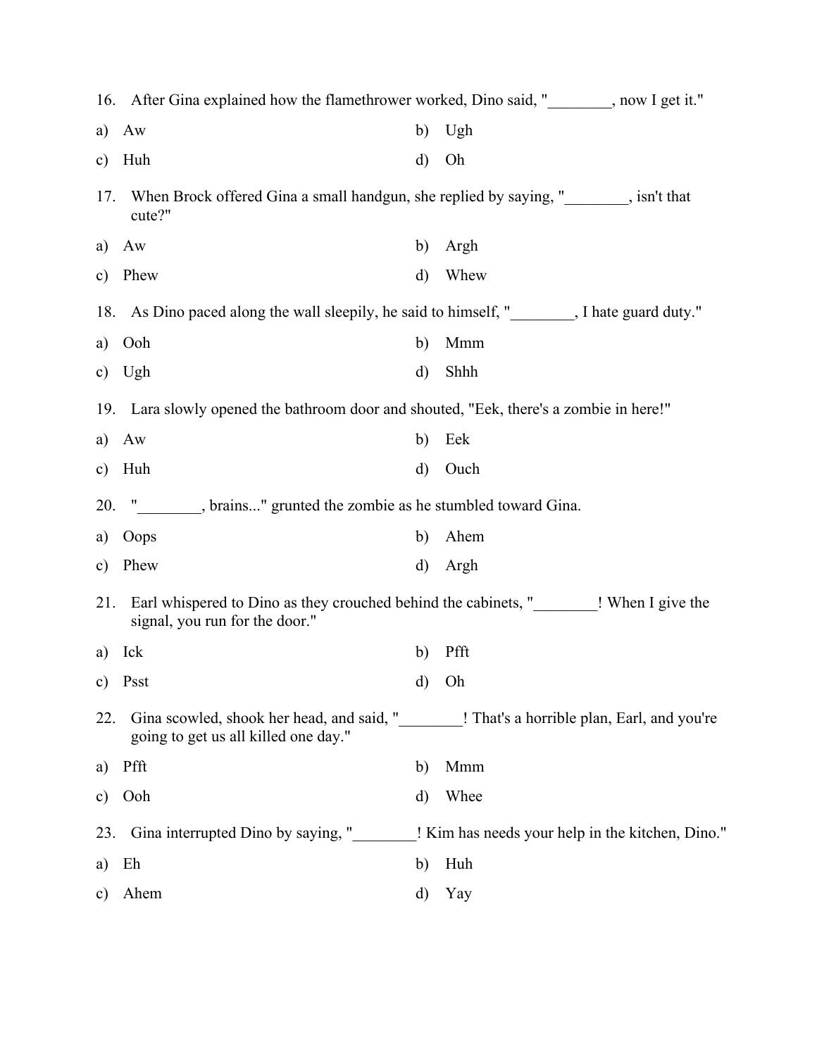16. After Gina explained how the flamethrower worked, Dino said, "________, now I get it."

a) Aw
b) Ugh
c) Huh
d) Oh

17. When Brock offered Gina a small handgun, she replied by saying, "________, isn't that cute?"

a) Aw
b) Argh
c) Phew
d) Whew

18. As Dino paced along the wall sleepily, he said to himself, "________, I hate guard duty."

a) Ooh
b) Mmm
c) Ugh
d) Shhh

19. Lara slowly opened the bathroom door and shouted, "Eek, there's a zombie in here!"

a) Aw
b) Eek
c) Huh
d) Ouch

20. "________, brains..." grunted the zombie as he stumbled toward Gina.

a) Oops
b) Ahem
c) Phew
d) Argh

21. Earl whispered to Dino as they crouched behind the cabinets, "________! When I give the signal, you run for the door."

a) Ick
b) Pfft
c) Psst
d) Oh

22. Gina scowled, shook her head, and said, "________! That's a horrible plan, Earl, and you're going to get us all killed one day."

a) Pfft
b) Mmm
c) Ooh
d) Whee

23. Gina interrupted Dino by saying, "________! Kim has needs your help in the kitchen, Dino."

a) Eh
b) Huh
c) Ahem
d) Yay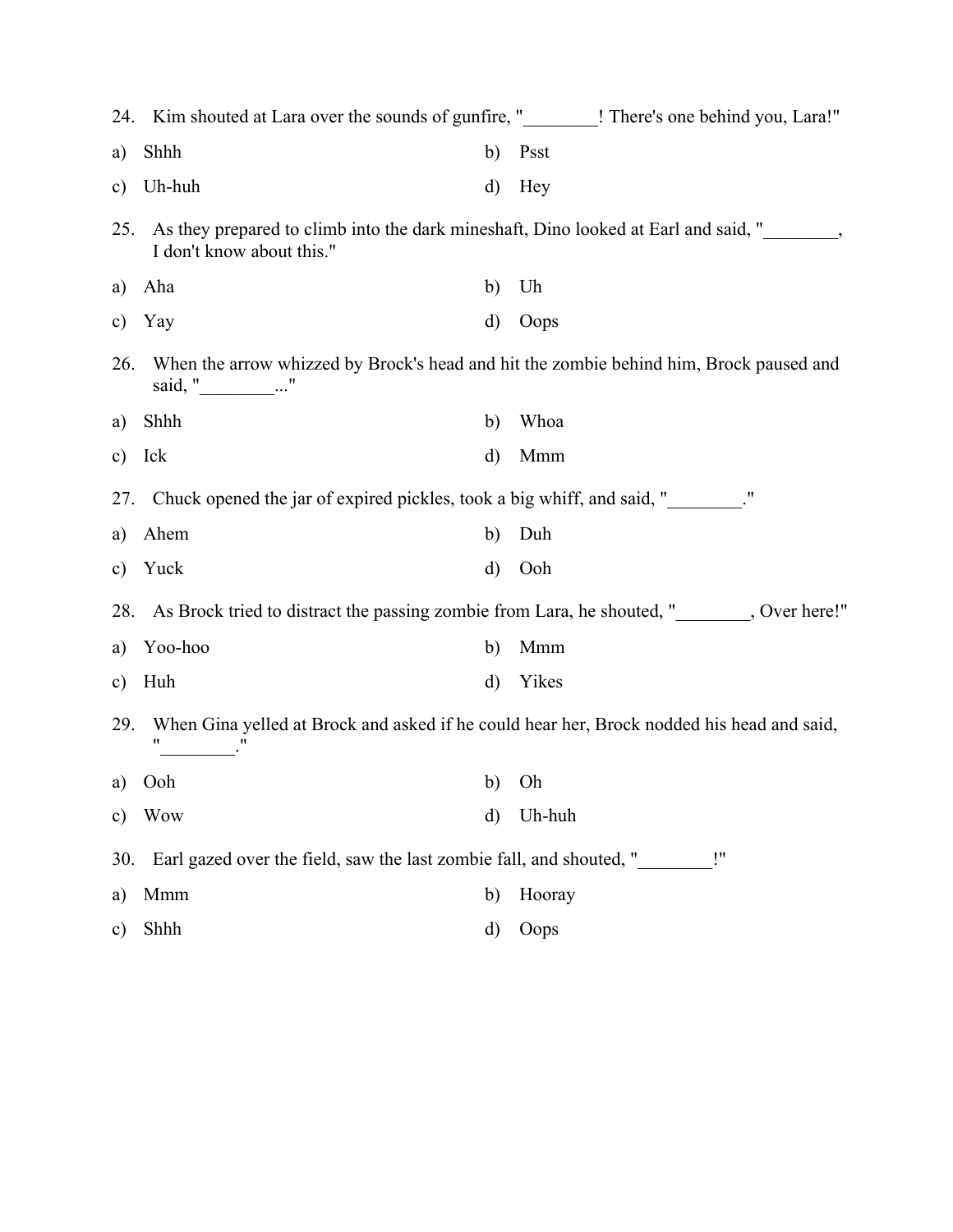24. Kim shouted at Lara over the sounds of gunfire, "________! There's one behind you, Lara!"

a) Shhh
b) Psst
c) Uh-huh
d) Hey

25. As they prepared to climb into the dark mineshaft, Dino looked at Earl and said, "________, I don't know about this."

a) Aha
b) Uh
c) Yay
d) Oops

26. When the arrow whizzed by Brock's head and hit the zombie behind him, Brock paused and said, "________..."

a) Shhh
b) Whoa
c) Ick
d) Mmm

27. Chuck opened the jar of expired pickles, took a big whiff, and said, "________."

a) Ahem
b) Duh
c) Yuck
d) Ooh

28. As Brock tried to distract the passing zombie from Lara, he shouted, "________, Over here!"

a) Yoo-hoo
b) Mmm
c) Huh
d) Yikes

29. When Gina yelled at Brock and asked if he could hear her, Brock nodded his head and said, "________."

a) Ooh
b) Oh
c) Wow
d) Uh-huh

30. Earl gazed over the field, saw the last zombie fall, and shouted, "________!"

a) Mmm
b) Hooray
c) Shhh
d) Oops